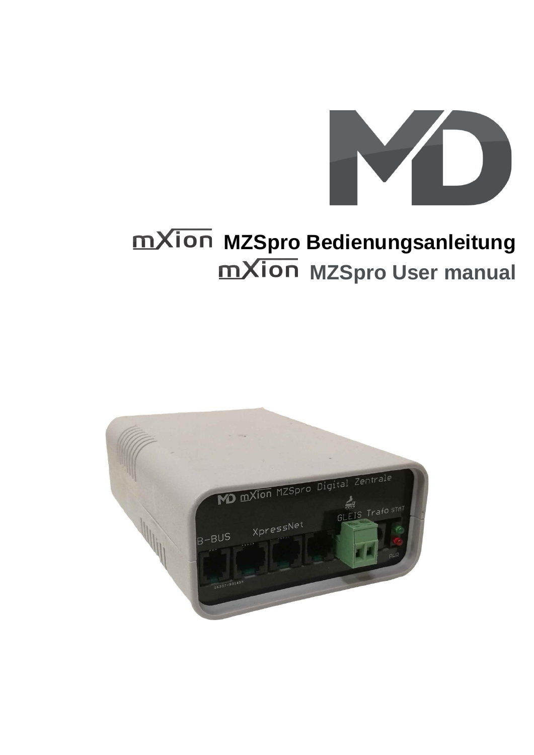# mXion MZSpro Bedienungsanleitung

# mXion MZSpro User manual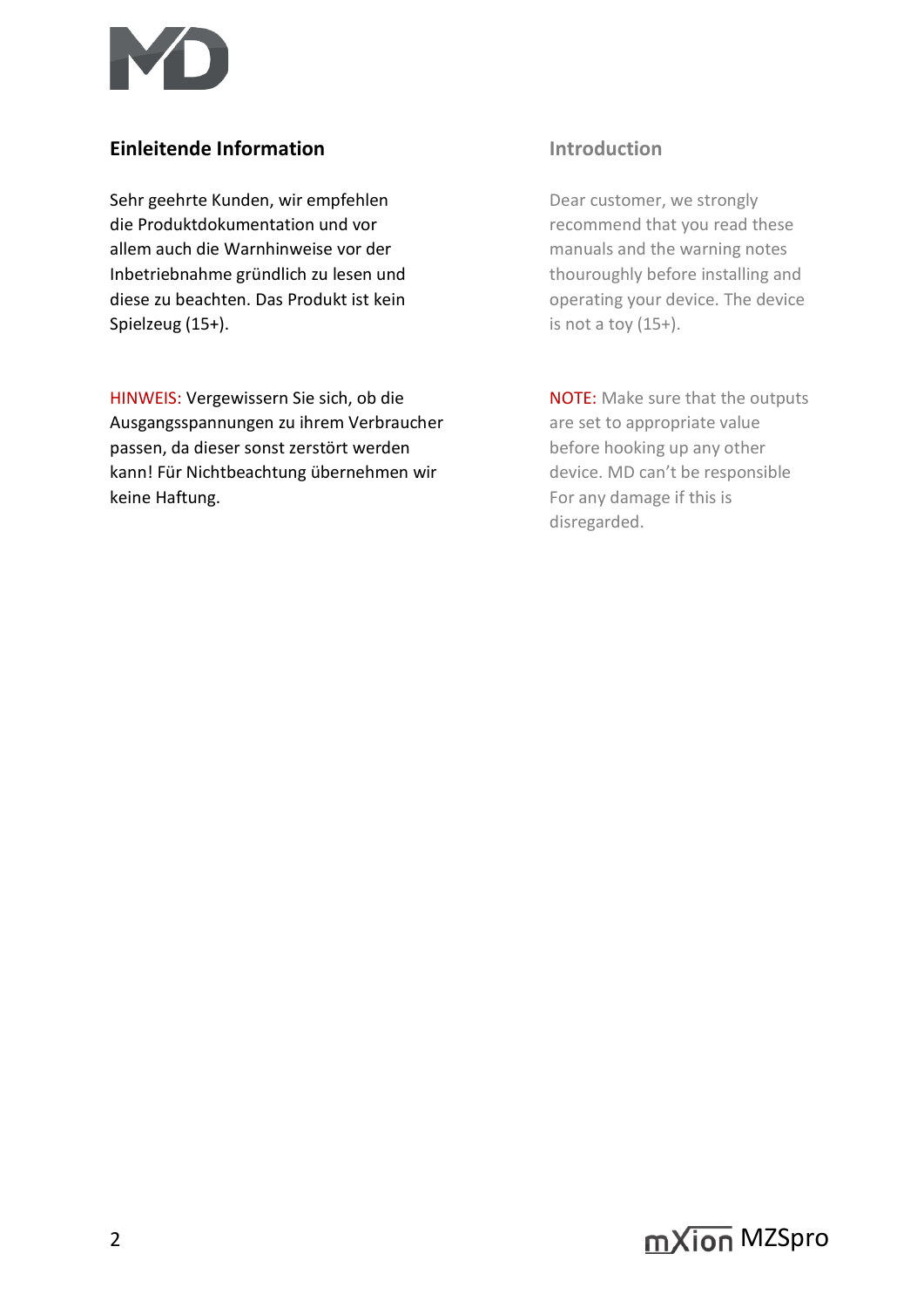## Einleitende Information

Sehr geehrte Kunden, wir empfehlen die Produktdokumentation und vor allem auch die Warnhinweise vor der Inbetriebnahme gründlich zu lesen und diese zu beachten. Das Produkt ist kein Spielzeug (15+).

HINWEIS: Vergewissern Sie sich, ob die Ausgangsspannungen zu ihrem Verbraucher passen, da dieser sonst zerstört werden kann! Für Nichtbeachtung übernehmen wir keine Haftung.

## Introduction

Dear customer, we strongly recommend that you read these manuals and the warning notes thouroughly before installing and operating your device. The device is not a toy (15+).

NOTE: Make sure that the outputs are set to appropriate value before hooking up any other device. MD can't be responsible For any damage if this is disregarded.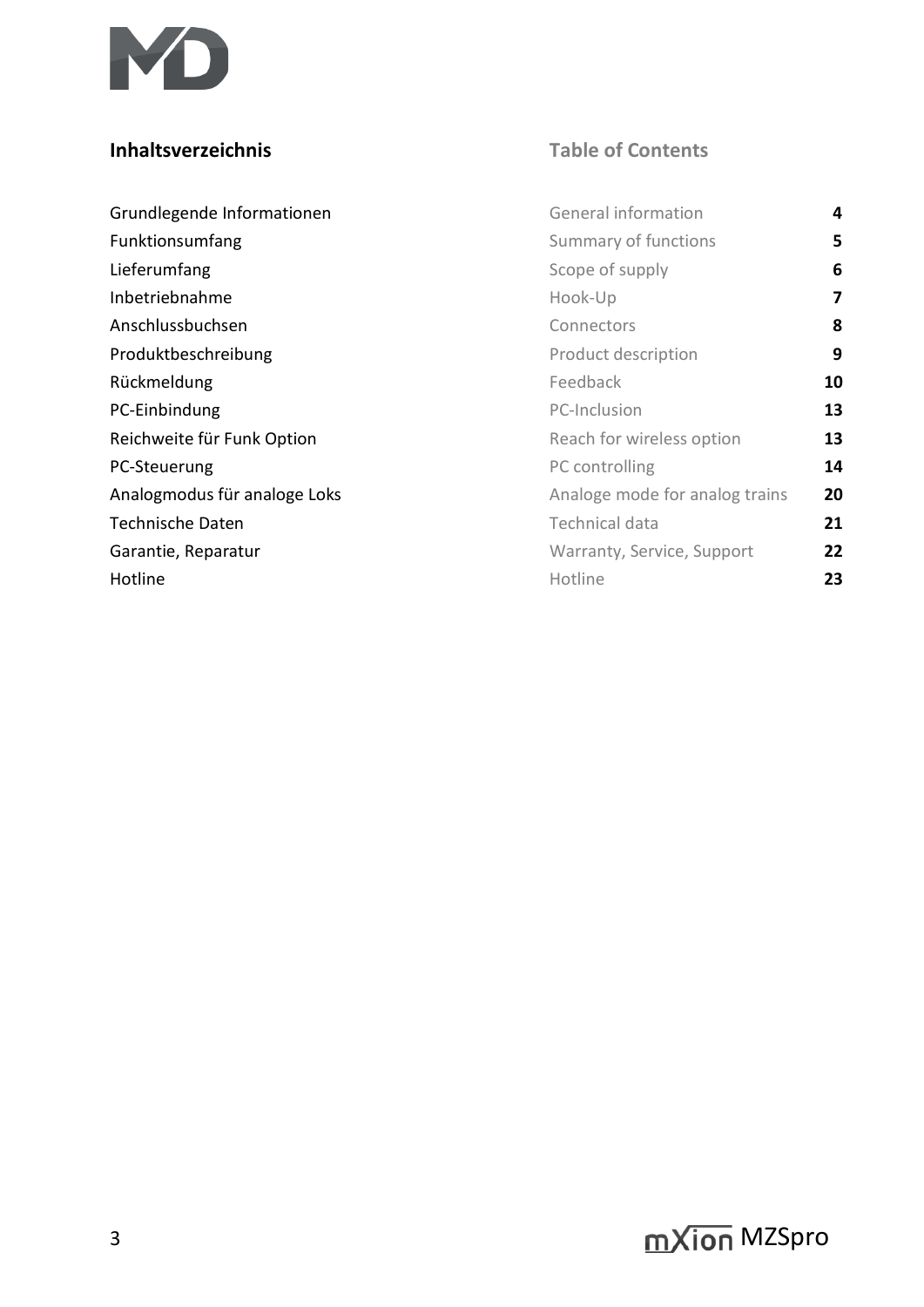## Inhaltsverzeichnis / Table of Contents

| Inhaltsverzeichnis | Table of Contents | |
|---|---|---|
| Grundlegende Informationen | General information | 4 |
| Funktionsumfang | Summary of functions | 5 |
| Lieferumfang | Scope of supply | 6 |
| Inbetriebnahme | Hook-Up | 7 |
| Anschlussbuchsen | Connectors | 8 |
| Produktbeschreibung | Product description | 9 |
| Rückmeldung | Feedback | 10 |
| PC-Einbindung | PC-Inclusion | 13 |
| Reichweite für Funk Option | Reach for wireless option | 13 |
| PC-Steuerung | PC controlling | 14 |
| Analogmodus für analoge Loks | Analoge mode for analog trains | 20 |
| Technische Daten | Technical data | 21 |
| Garantie, Reparatur | Warranty, Service, Support | 22 |
| Hotline | Hotline | 23 |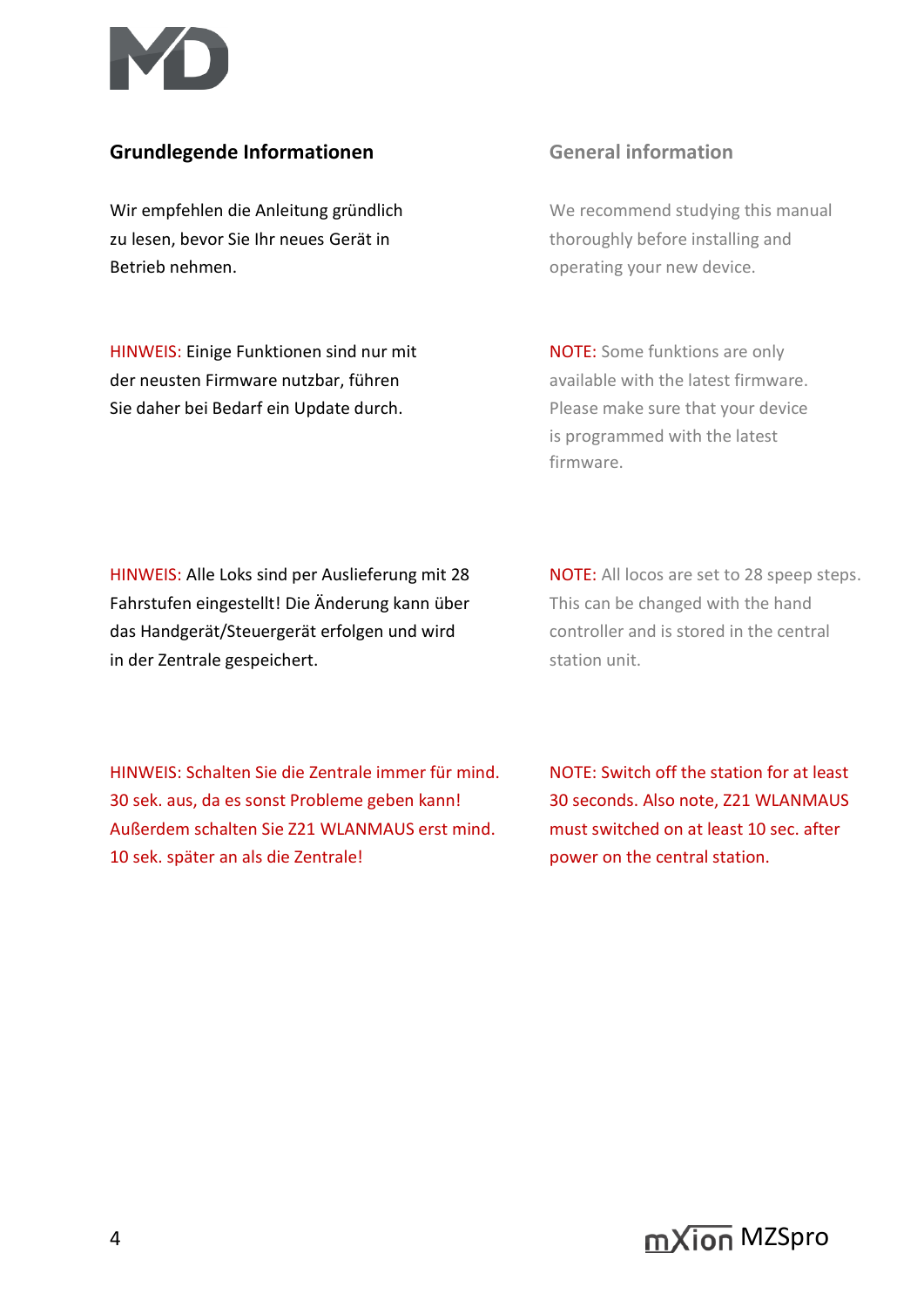## Grundlegende Informationen

Wir empfehlen die Anleitung gründlich zu lesen, bevor Sie Ihr neues Gerät in Betrieb nehmen.

HINWEIS: Einige Funktionen sind nur mit der neusten Firmware nutzbar, führen Sie daher bei Bedarf ein Update durch.

HINWEIS: Alle Loks sind per Auslieferung mit 28 Fahrstufen eingestellt! Die Änderung kann über das Handgerät/Steuergerät erfolgen und wird in der Zentrale gespeichert.

HINWEIS: Schalten Sie die Zentrale immer für mind. 30 sek. aus, da es sonst Probleme geben kann! Außerdem schalten Sie Z21 WLANMAUS erst mind. 10 sek. später an als die Zentrale!

## General information

We recommend studying this manual thoroughly before installing and operating your new device.

NOTE: Some funktions are only available with the latest firmware. Please make sure that your device is programmed with the latest firmware.

NOTE: All locos are set to 28 speep steps. This can be changed with the hand controller and is stored in the central station unit.

NOTE: Switch off the station for at least 30 seconds. Also note, Z21 WLANMAUS must switched on at least 10 sec. after power on the central station.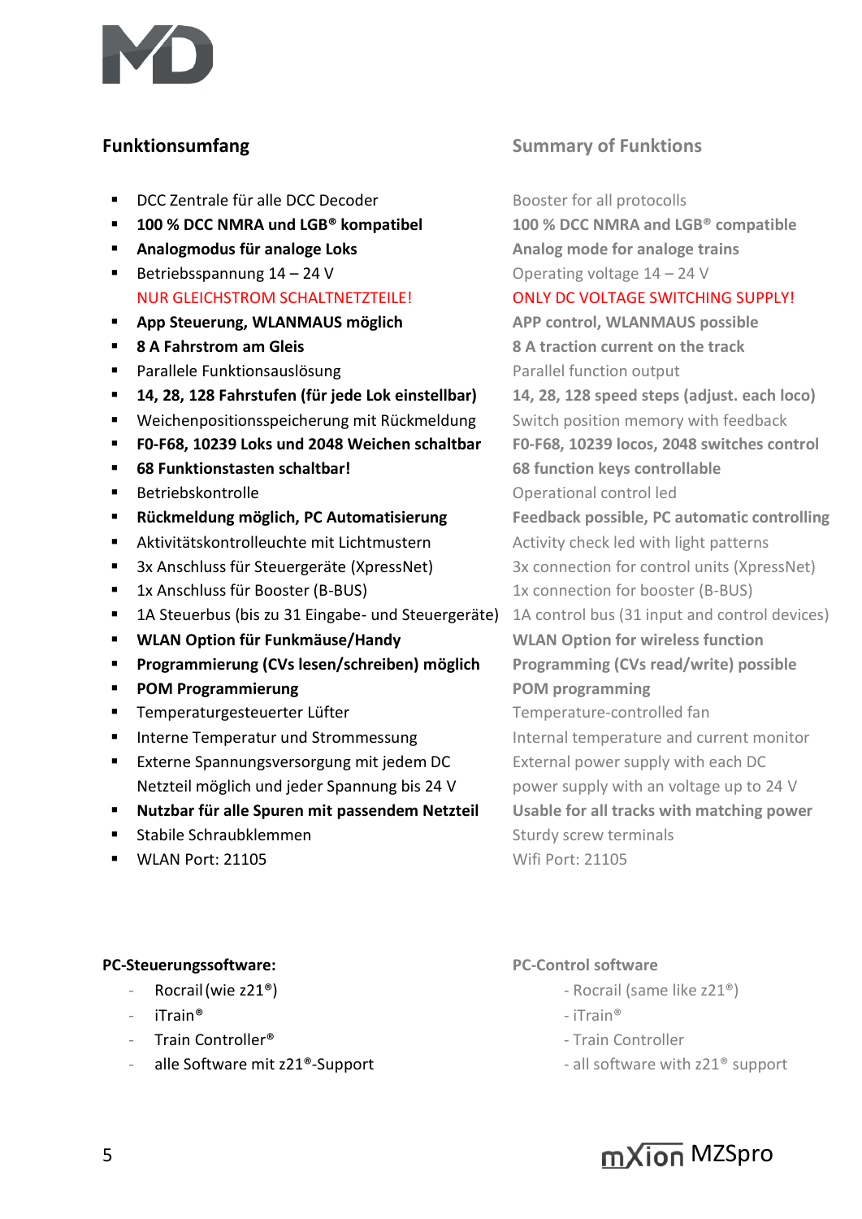## Funktionsumfang

- DCC Zentrale für alle DCC Decoder
- **100 % DCC NMRA und LGB® kompatibel**
- **Analogmodus für analoge Loks**
- Betriebsspannung 14 – 24 V
  NUR GLEICHSTROM SCHALTNETZTEILE!
- **App Steuerung, WLANMAUS möglich**
- **8 A Fahrstrom am Gleis**
- Parallele Funktionsauslösung
- **14, 28, 128 Fahrstufen (für jede Lok einstellbar)**
- Weichenpositionsspeicherung mit Rückmeldung
- **F0-F68, 10239 Loks und 2048 Weichen schaltbar**
- **68 Funktionstasten schaltbar!**
- Betriebskontrolle
- **Rückmeldung möglich, PC Automatisierung**
- Aktivitätskontrolleuchte mit Lichtmustern
- 3x Anschluss für Steuergeräte (XpressNet)
- 1x Anschluss für Booster (B-BUS)
- 1A Steuerbus (bis zu 31 Eingabe- und Steuergeräte)
- **WLAN Option für Funkmäuse/Handy**
- **Programmierung (CVs lesen/schreiben) möglich**
- **POM Programmierung**
- Temperaturgesteuerter Lüfter
- Interne Temperatur und Strommessung
- Externe Spannungsversorgung mit jedem DC Netzteil möglich und jeder Spannung bis 24 V
- **Nutzbar für alle Spuren mit passendem Netzteil**
- Stabile Schraubklemmen
- WLAN Port: 21105

## Summary of Funktions

- Booster for all protocolls
- **100 % DCC NMRA and LGB® compatible**
- **Analog mode for analoge trains**
- Operating voltage 14 – 24 V
  ONLY DC VOLTAGE SWITCHING SUPPLY!
- **APP control, WLANMAUS possible**
- **8 A traction current on the track**
- Parallel function output
- **14, 28, 128 speed steps (adjust. each loco)**
- Switch position memory with feedback
- **F0-F68, 10239 locos, 2048 switches control**
- **68 function keys controllable**
- Operational control led
- **Feedback possible, PC automatic controlling**
- Activity check led with light patterns
- 3x connection for control units (XpressNet)
- 1x connection for booster (B-BUS)
- 1A control bus (31 input and control devices)
- **WLAN Option for wireless function**
- **Programming (CVs read/write) possible**
- **POM programming**
- Temperature-controlled fan
- Internal temperature and current monitor
- External power supply with each DC power supply with an voltage up to 24 V
- **Usable for all tracks with matching power**
- Sturdy screw terminals
- Wifi Port: 21105

**PC-Steuerungssoftware:**

- Rocrail (wie z21®)
- iTrain®
- Train Controller®
- alle Software mit z21®-Support

**PC-Control software**

- Rocrail (same like z21®)
- iTrain®
- Train Controller
- all software with z21® support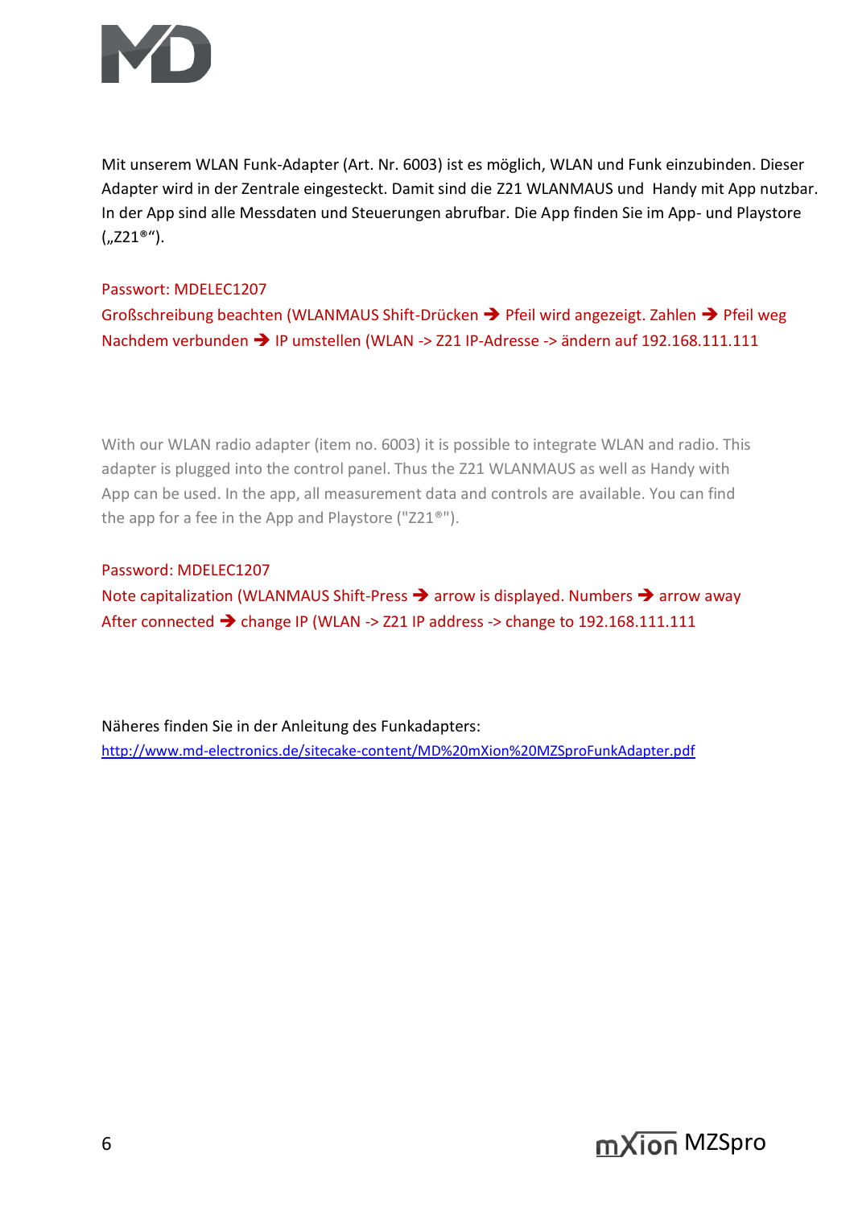Mit unserem WLAN Funk-Adapter (Art. Nr. 6003) ist es möglich, WLAN und Funk einzubinden. Dieser Adapter wird in der Zentrale eingesteckt. Damit sind die Z21 WLANMAUS und  Handy mit App nutzbar. In der App sind alle Messdaten und Steuerungen abrufbar. Die App finden Sie im App- und Playstore („Z21®“).

Passwort: MDELEC1207
Großschreibung beachten (WLANMAUS Shift-Drücken ➔ Pfeil wird angezeigt. Zahlen ➔ Pfeil weg
Nachdem verbunden ➔ IP umstellen (WLAN -> Z21 IP-Adresse -> ändern auf 192.168.111.111

With our WLAN radio adapter (item no. 6003) it is possible to integrate WLAN and radio. This adapter is plugged into the control panel. Thus the Z21 WLANMAUS as well as Handy with App can be used. In the app, all measurement data and controls are available. You can find the app for a fee in the App and Playstore ("Z21®").

Password: MDELEC1207
Note capitalization (WLANMAUS Shift-Press ➔ arrow is displayed. Numbers ➔ arrow away
After connected ➔ change IP (WLAN -> Z21 IP address -> change to 192.168.111.111

Näheres finden Sie in der Anleitung des Funkadapters:
http://www.md-electronics.de/sitecake-content/MD%20mXion%20MZSproFunkAdapter.pdf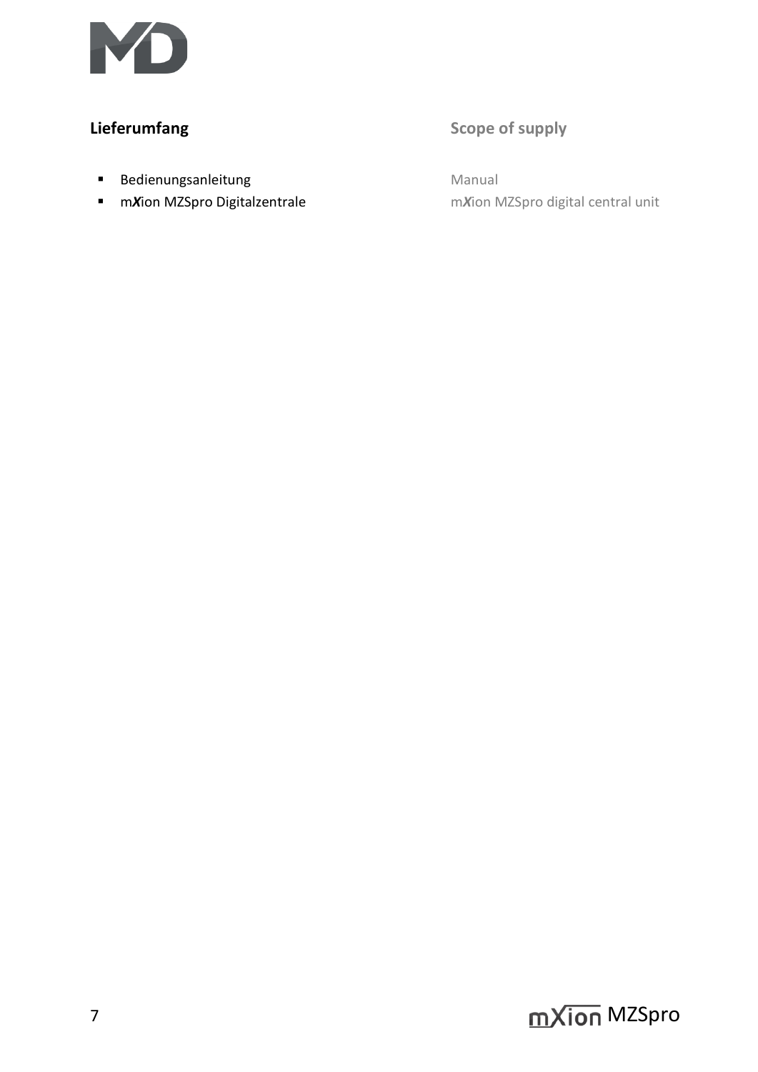## Lieferumfang

## Scope of supply

- Bedienungsanleitung
- m*X*ion MZSpro Digitalzentrale

Manual

m*X*ion MZSpro digital central unit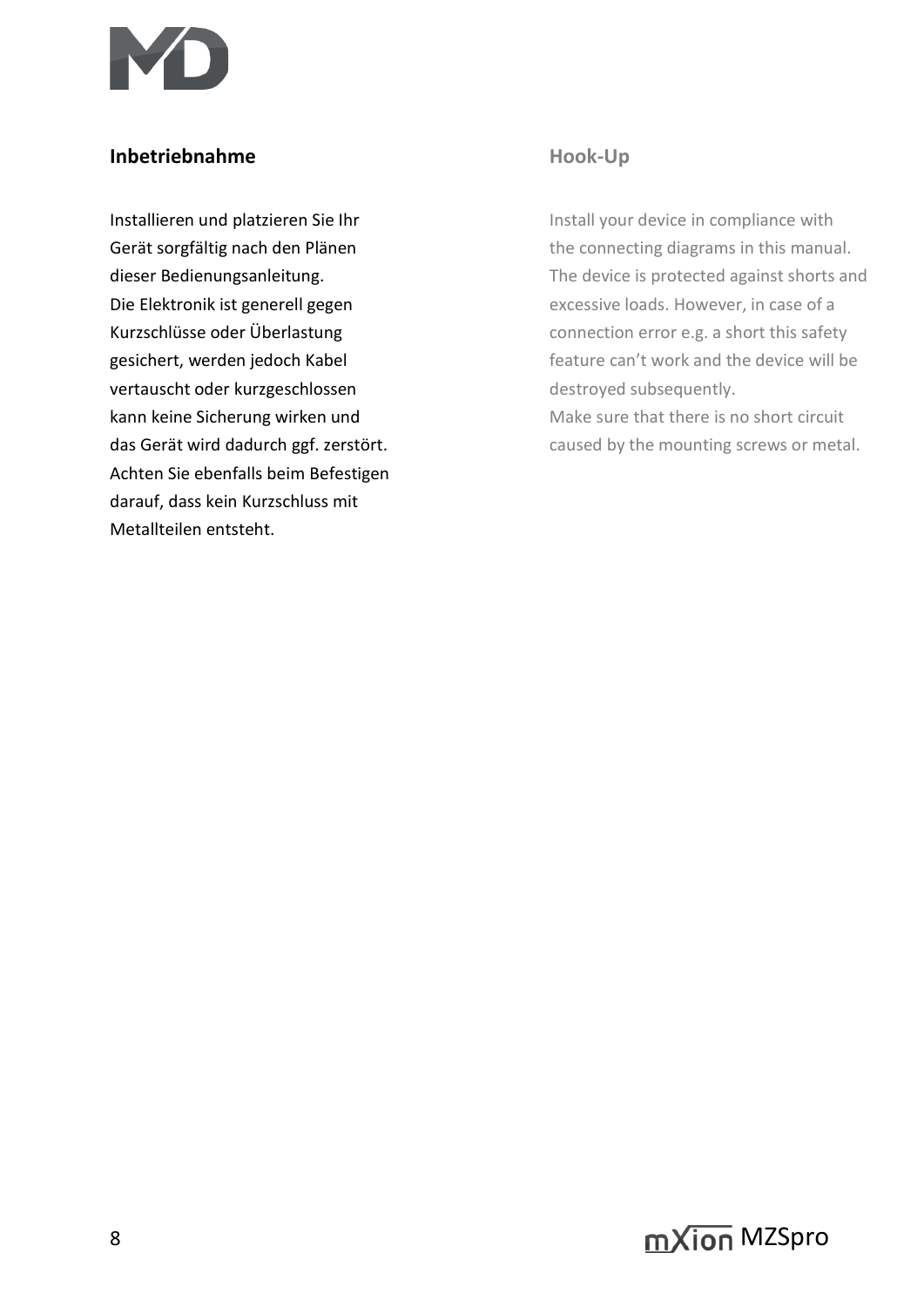## Inbetriebnahme

Installieren und platzieren Sie Ihr Gerät sorgfältig nach den Plänen dieser Bedienungsanleitung.
Die Elektronik ist generell gegen Kurzschlüsse oder Überlastung gesichert, werden jedoch Kabel vertauscht oder kurzgeschlossen kann keine Sicherung wirken und das Gerät wird dadurch ggf. zerstört.
Achten Sie ebenfalls beim Befestigen darauf, dass kein Kurzschluss mit Metallteilen entsteht.

## Hook-Up

Install your device in compliance with the connecting diagrams in this manual.
The device is protected against shorts and excessive loads. However, in case of a connection error e.g. a short this safety feature can't work and the device will be destroyed subsequently.
Make sure that there is no short circuit caused by the mounting screws or metal.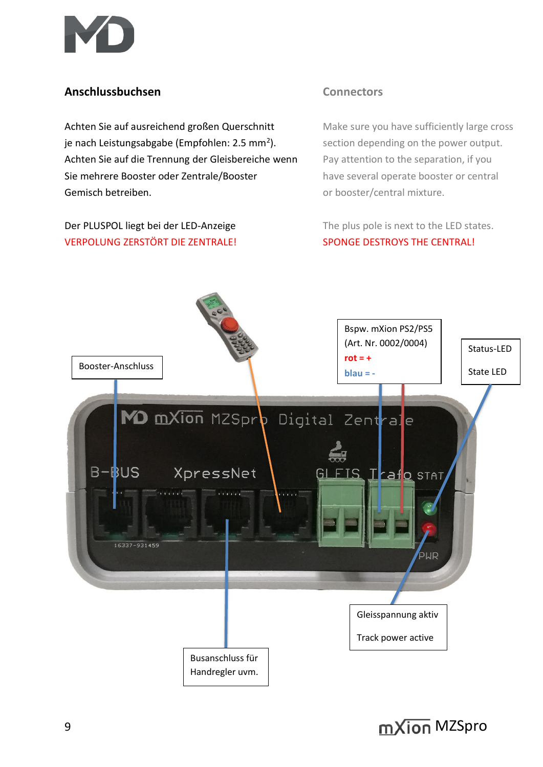## Anschlussbuchsen

Achten Sie auf ausreichend großen Querschnitt je nach Leistungsabgabe (Empfohlen: 2.5 mm$^2$). Achten Sie auf die Trennung der Gleisbereiche wenn Sie mehrere Booster oder Zentrale/Booster Gemisch betreiben.

Der PLUSPOL liegt bei der LED-Anzeige
VERPOLUNG ZERSTÖRT DIE ZENTRALE!

## Connectors

Make sure you have sufficiently large cross section depending on the power output. Pay attention to the separation, if you have several operate booster or central or booster/central mixture.

The plus pole is next to the LED states.
SPONGE DESTROYS THE CENTRAL!

Booster-Anschluss

Bspw. mXion PS2/PS5 (Art. Nr. 0002/0004)
rot = +
blau = -

Status-LED

State LED

Gleisspannung aktiv

Track power active

Busanschluss für Handregler uvm.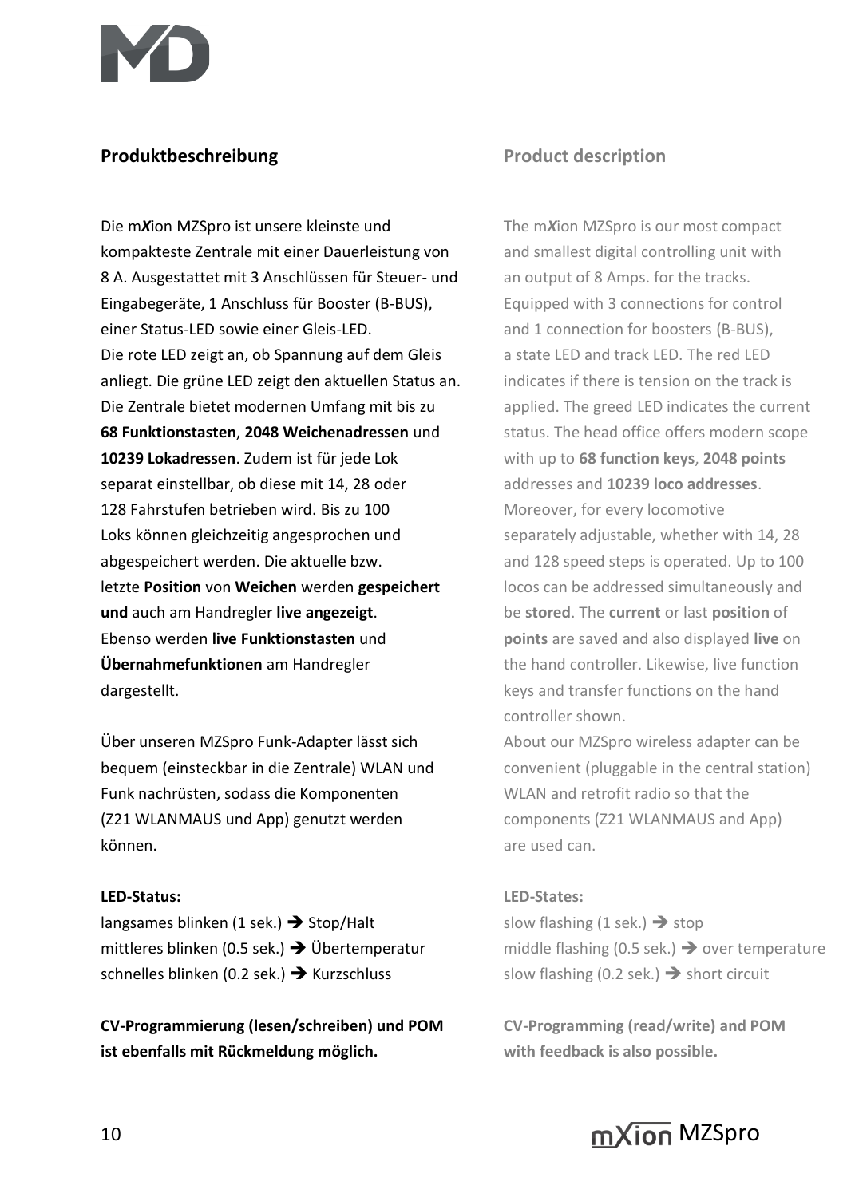## Produktbeschreibung

Die m*X*ion MZSpro ist unsere kleinste und kompakteste Zentrale mit einer Dauerleistung von 8 A. Ausgestattet mit 3 Anschlüssen für Steuer- und Eingabegeräte, 1 Anschluss für Booster (B-BUS), einer Status-LED sowie einer Gleis-LED. Die rote LED zeigt an, ob Spannung auf dem Gleis anliegt. Die grüne LED zeigt den aktuellen Status an. Die Zentrale bietet modernen Umfang mit bis zu **68 Funktionstasten**, **2048 Weichenadressen** und **10239 Lokadressen**. Zudem ist für jede Lok separat einstellbar, ob diese mit 14, 28 oder 128 Fahrstufen betrieben wird. Bis zu 100 Loks können gleichzeitig angesprochen und abgespeichert werden. Die aktuelle bzw. letzte **Position** von **Weichen** werden **gespeichert und** auch am Handregler **live angezeigt**. Ebenso werden **live Funktionstasten** und **Übernahmefunktionen** am Handregler dargestellt.

Über unseren MZSpro Funk-Adapter lässt sich bequem (einsteckbar in die Zentrale) WLAN und Funk nachrüsten, sodass die Komponenten (Z21 WLANMAUS und App) genutzt werden können.

**LED-Status:**
langsames blinken (1 sek.) ➔ Stop/Halt
mittleres blinken (0.5 sek.) ➔ Übertemperatur
schnelles blinken (0.2 sek.) ➔ Kurzschluss

**CV-Programmierung (lesen/schreiben) und POM ist ebenfalls mit Rückmeldung möglich.**

## Product description

The m*X*ion MZSpro is our most compact and smallest digital controlling unit with an output of 8 Amps. for the tracks. Equipped with 3 connections for control and 1 connection for boosters (B-BUS), a state LED and track LED. The red LED indicates if there is tension on the track is applied. The greed LED indicates the current status. The head office offers modern scope with up to **68 function keys**, **2048 points** addresses and **10239 loco addresses**. Moreover, for every locomotive separately adjustable, whether with 14, 28 and 128 speed steps is operated. Up to 100 locos can be addressed simultaneously and be **stored**. The **current** or last **position** of **points** are saved and also displayed **live** on the hand controller. Likewise, live function keys and transfer functions on the hand controller shown.
About our MZSpro wireless adapter can be convenient (pluggable in the central station) WLAN and retrofit radio so that the components (Z21 WLANMAUS and App) are used can.

**LED-States:**
slow flashing (1 sek.) ➔ stop
middle flashing (0.5 sek.) ➔ over temperature
slow flashing (0.2 sek.) ➔ short circuit

**CV-Programming (read/write) and POM with feedback is also possible.**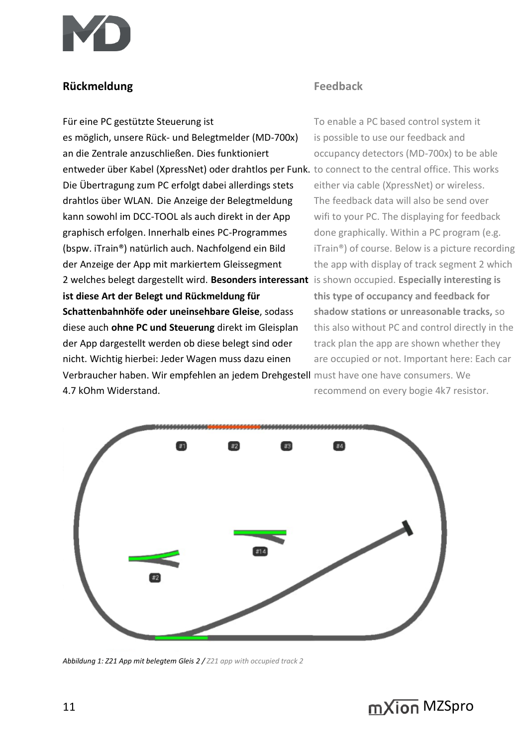## Rückmeldung

Für eine PC gestützte Steuerung ist es möglich, unsere Rück- und Belegtmelder (MD-700x) an die Zentrale anzuschließen. Dies funktioniert entweder über Kabel (XpressNet) oder drahtlos per Funk. Die Übertragung zum PC erfolgt dabei allerdings stets drahtlos über WLAN. Die Anzeige der Belegtmeldung kann sowohl im DCC-TOOL als auch direkt in der App graphisch erfolgen. Innerhalb eines PC-Programmes (bspw. iTrain®) natürlich auch. Nachfolgend ein Bild der Anzeige der App mit markiertem Gleissegment 2 welches belegt dargestellt wird. **Besonders interessant ist diese Art der Belegt und Rückmeldung für Schattenbahnhöfe oder uneinsehbare Gleise**, sodass diese auch **ohne PC und Steuerung** direkt im Gleisplan der App dargestellt werden ob diese belegt sind oder nicht. Wichtig hierbei: Jeder Wagen muss dazu einen Verbraucher haben. Wir empfehlen an jedem Drehgestell 4.7 kOhm Widerstand.

## Feedback

To enable a PC based control system it is possible to use our feedback and occupancy detectors (MD-700x) to be able to connect to the central office. This works either via cable (XpressNet) or wireless. The feedback data will also be send over wifi to your PC. The displaying for feedback done graphically. Within a PC program (e.g. iTrain®) of course. Below is a picture recording the app with display of track segment 2 which is shown occupied. **Especially interesting is this type of occupancy and feedback for shadow stations or unreasonable tracks,** so this also without PC and control directly in the track plan the app are shown whether they are occupied or not. Important here: Each car must have one have consumers. We recommend on every bogie 4k7 resistor.

*Abbildung 1: Z21 App mit belegtem Gleis 2 / Z21 app with occupied track 2*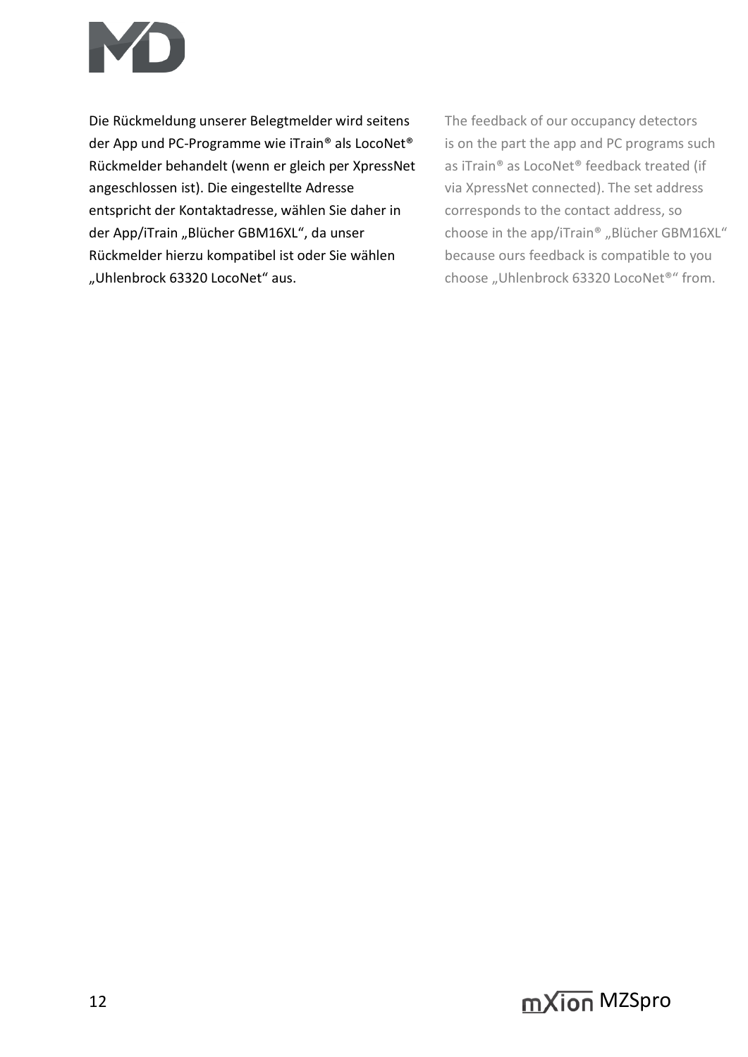Die Rückmeldung unserer Belegtmelder wird seitens der App und PC-Programme wie iTrain® als LocoNet® Rückmelder behandelt (wenn er gleich per XpressNet angeschlossen ist). Die eingestellte Adresse entspricht der Kontaktadresse, wählen Sie daher in der App/iTrain „Blücher GBM16XL", da unser Rückmelder hierzu kompatibel ist oder Sie wählen „Uhlenbrock 63320 LocoNet" aus.

The feedback of our occupancy detectors is on the part the app and PC programs such as iTrain® as LocoNet® feedback treated (if via XpressNet connected). The set address corresponds to the contact address, so choose in the app/iTrain® „Blücher GBM16XL" because ours feedback is compatible to you choose „Uhlenbrock 63320 LocoNet®" from.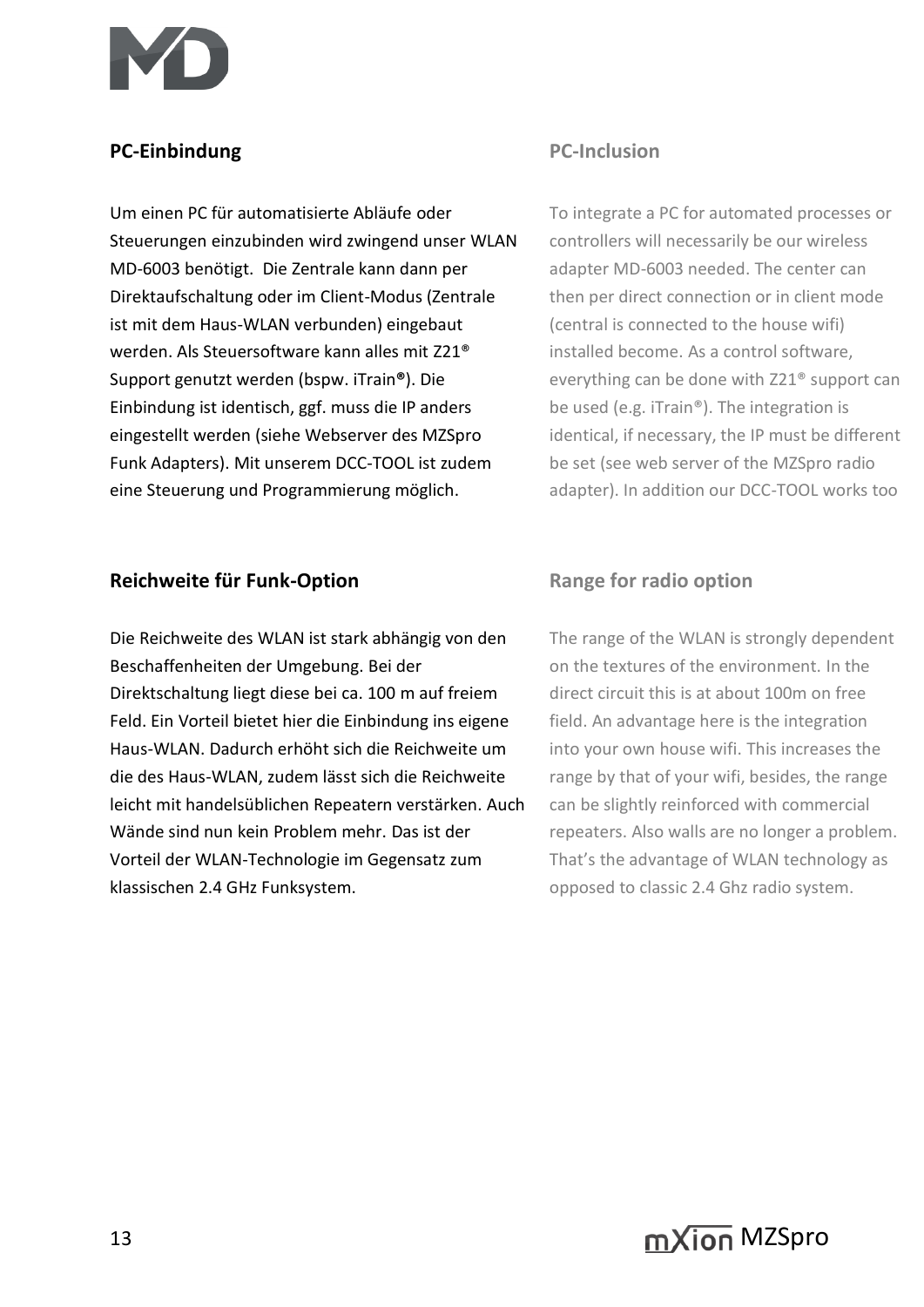## PC-Einbindung

Um einen PC für automatisierte Abläufe oder Steuerungen einzubinden wird zwingend unser WLAN MD-6003 benötigt. Die Zentrale kann dann per Direktaufschaltung oder im Client-Modus (Zentrale ist mit dem Haus-WLAN verbunden) eingebaut werden. Als Steuersoftware kann alles mit Z21® Support genutzt werden (bspw. iTrain®). Die Einbindung ist identisch, ggf. muss die IP anders eingestellt werden (siehe Webserver des MZSpro Funk Adapters). Mit unserem DCC-TOOL ist zudem eine Steuerung und Programmierung möglich.

## PC-Inclusion

To integrate a PC for automated processes or controllers will necessarily be our wireless adapter MD-6003 needed. The center can then per direct connection or in client mode (central is connected to the house wifi) installed become. As a control software, everything can be done with Z21® support can be used (e.g. iTrain®). The integration is identical, if necessary, the IP must be different be set (see web server of the MZSpro radio adapter). In addition our DCC-TOOL works too

## Reichweite für Funk-Option

Die Reichweite des WLAN ist stark abhängig von den Beschaffenheiten der Umgebung. Bei der Direktschaltung liegt diese bei ca. 100 m auf freiem Feld. Ein Vorteil bietet hier die Einbindung ins eigene Haus-WLAN. Dadurch erhöht sich die Reichweite um die des Haus-WLAN, zudem lässt sich die Reichweite leicht mit handelsüblichen Repeatern verstärken. Auch Wände sind nun kein Problem mehr. Das ist der Vorteil der WLAN-Technologie im Gegensatz zum klassischen 2.4 GHz Funksystem.

## Range for radio option

The range of the WLAN is strongly dependent on the textures of the environment. In the direct circuit this is at about 100m on free field. An advantage here is the integration into your own house wifi. This increases the range by that of your wifi, besides, the range can be slightly reinforced with commercial repeaters. Also walls are no longer a problem. That's the advantage of WLAN technology as opposed to classic 2.4 Ghz radio system.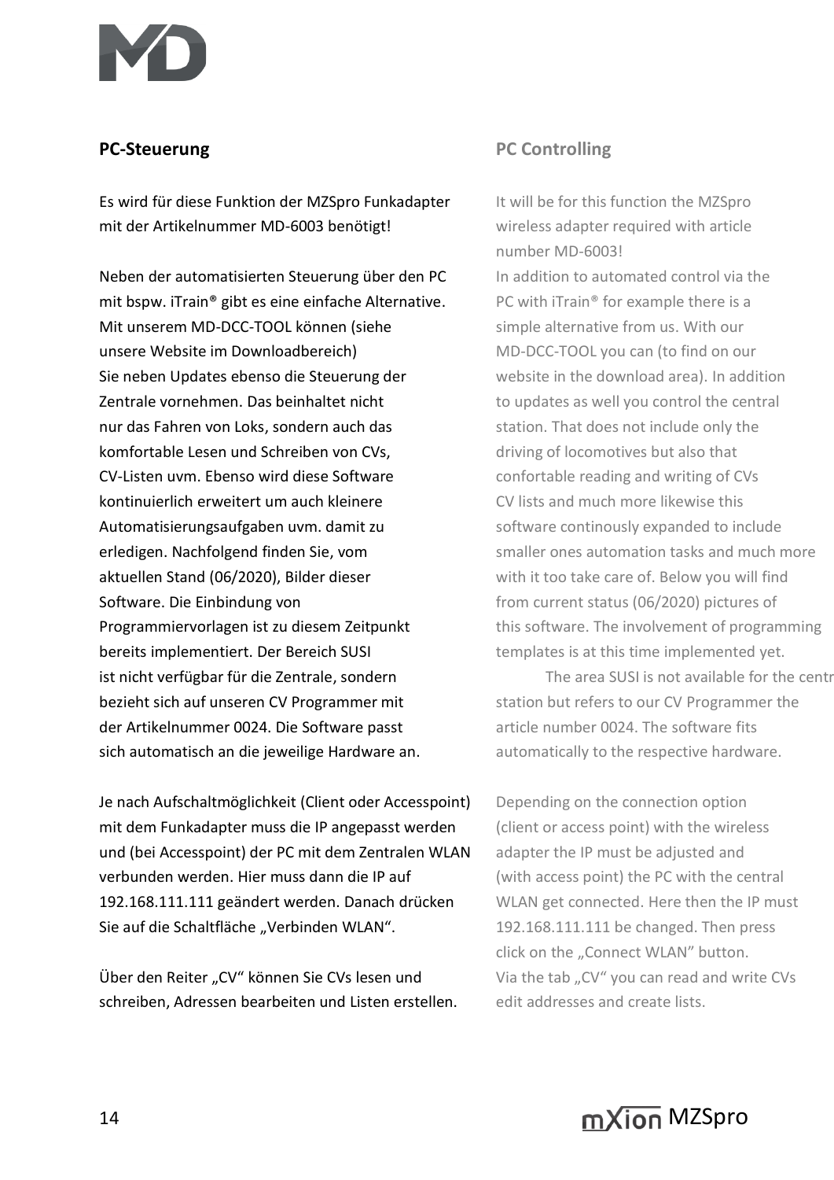## PC-Steuerung

Es wird für diese Funktion der MZSpro Funkadapter mit der Artikelnummer MD-6003 benötigt!

Neben der automatisierten Steuerung über den PC mit bspw. iTrain® gibt es eine einfache Alternative. Mit unserem MD-DCC-TOOL können (siehe unsere Website im Downloadbereich) Sie neben Updates ebenso die Steuerung der Zentrale vornehmen. Das beinhaltet nicht nur das Fahren von Loks, sondern auch das komfortable Lesen und Schreiben von CVs, CV-Listen uvm. Ebenso wird diese Software kontinuierlich erweitert um auch kleinere Automatisierungsaufgaben uvm. damit zu erledigen. Nachfolgend finden Sie, vom aktuellen Stand (06/2020), Bilder dieser Software. Die Einbindung von Programmiervorlagen ist zu diesem Zeitpunkt bereits implementiert. Der Bereich SUSI ist nicht verfügbar für die Zentrale, sondern bezieht sich auf unseren CV Programmer mit der Artikelnummer 0024. Die Software passt sich automatisch an die jeweilige Hardware an.

Je nach Aufschaltmöglichkeit (Client oder Accesspoint) mit dem Funkadapter muss die IP angepasst werden und (bei Accesspoint) der PC mit dem Zentralen WLAN verbunden werden. Hier muss dann die IP auf 192.168.111.111 geändert werden. Danach drücken Sie auf die Schaltfläche „Verbinden WLAN".

Über den Reiter „CV" können Sie CVs lesen und schreiben, Adressen bearbeiten und Listen erstellen.

## PC Controlling

It will be for this function the MZSpro wireless adapter required with article number MD-6003!

In addition to automated control via the PC with iTrain® for example there is a simple alternative from us. With our MD-DCC-TOOL you can (to find on our website in the download area). In addition to updates as well you control the central station. That does not include only the driving of locomotives but also that confortable reading and writing of CVs CV lists and much more likewise this software continously expanded to include smaller ones automation tasks and much more with it too take care of. Below you will find from current status (06/2020) pictures of this software. The involvement of programming templates is at this time implemented yet. The area SUSI is not available for the central station but refers to our CV Programmer the article number 0024. The software fits automatically to the respective hardware.

Depending on the connection option (client or access point) with the wireless adapter the IP must be adjusted and (with access point) the PC with the central WLAN get connected. Here then the IP must 192.168.111.111 be changed. Then press click on the „Connect WLAN" button.

Via the tab „CV" you can read and write CVs edit addresses and create lists.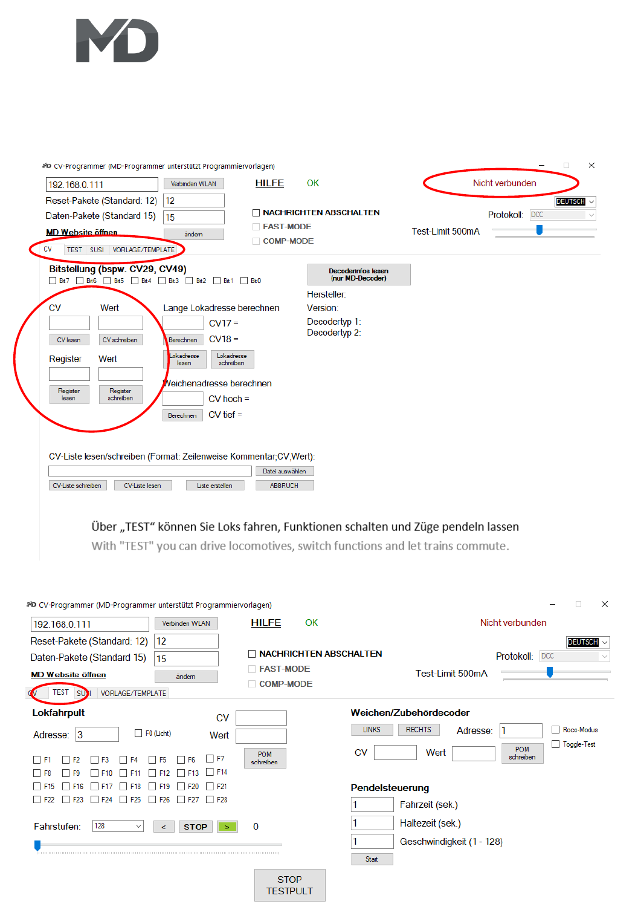CV-Programmer (MD-Programmer unterstützt Programmiervorlagen)

192.168.0.111 | Verbinden WLAN | HILFE | OK | Nicht verbunden

Reset-Pakete (Standard: 12) 12

Daten-Pakete (Standard 15) 15

MD Website öffnen | ändern

NACHRICHTEN ABSCHALTEN

FAST-MODE

COMP-MODE

DEUTSCH

Protokoll: DCC

Test-Limit 500mA

CV | TEST | SUSI | VORLAGE/TEMPLATE

Bitstellung (bspw. CV29, CV49)

Bit7 Bit6 Bit5 Bit4 Bit3 Bit2 Bit1 Bit0

Decoderinfos lesen (nur MD-Decoder)

Hersteller:

Version:

Decodertyp 1:

Decodertyp 2:

CV | Wert

CV lesen | CV schreiben

Register | Wert

Register lesen | Register schreiben

Lange Lokadresse berechnen

CV17 =

Berechnen | CV18 =

Lokadresse lesen | Lokadresse schreiben

Weichenadresse berechnen

CV hoch =

Berechnen | CV tief =

CV-Liste lesen/schreiben (Format: Zeilenweise Kommentar,CV,Wert):

Datei auswählen

CV-Liste schreiben | CV-Liste lesen | Liste erstellen | ABBRUCH

Über „TEST“ können Sie Loks fahren, Funktionen schalten und Züge pendeln lassen

With "TEST" you can drive locomotives, switch functions and let trains commute.

CV-Programmer (MD-Programmer unterstützt Programmiervorlagen)

192.168.0.111 | Verbinden WLAN | HILFE | OK | Nicht verbunden

Reset-Pakete (Standard: 12) 12

Daten-Pakete (Standard 15) 15

MD Website öffnen | ändern

NACHRICHTEN ABSCHALTEN

FAST-MODE

COMP-MODE

DEUTSCH

Protokoll: DCC

Test-Limit 500mA

CV | TEST | SUSI | VORLAGE/TEMPLATE

Lokfahrpult

Adresse: 3 | F0 (Licht)

CV

Wert

POM schreiben

F1 F2 F3 F4 F5 F6 F7

F8 F9 F10 F11 F12 F13 F14

F15 F16 F17 F18 F19 F20 F21

F22 F23 F24 F25 F26 F27 F28

Fahrstufen: 128 | < | STOP | > | 0

Weichen/Zubehördecoder

LINKS | RECHTS | Adresse: 1 | Rocco-Modus | Toggle-Test

CV | Wert | POM schreiben

Pendelsteuerung

1 Fahrzeit (sek.)

1 Haltezeit (sek.)

1 Geschwindigkeit (1 - 128)

Start

STOP TESTPULT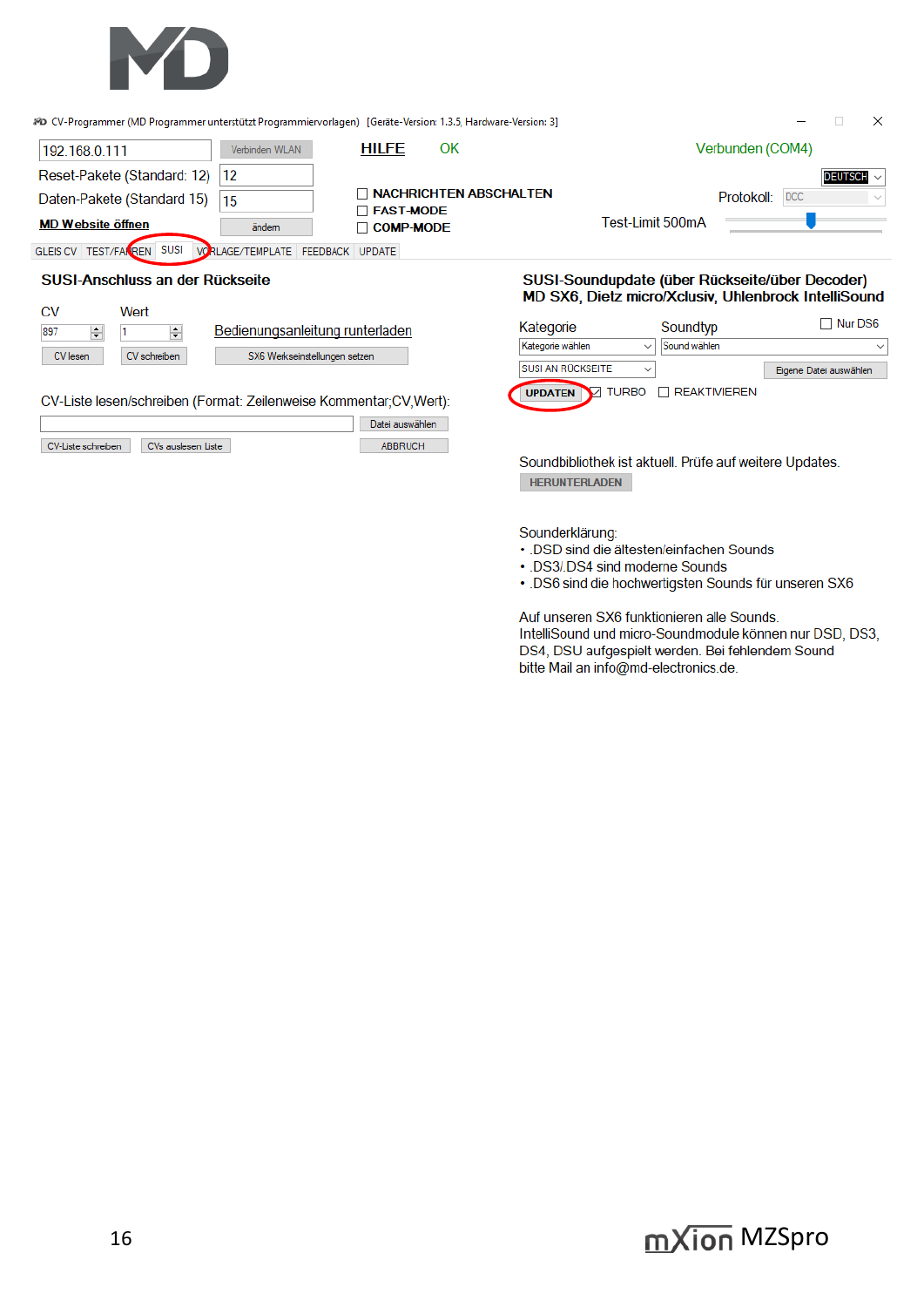CV-Programmer (MD Programmer unterstützt Programmiervorlagen) [Geräte-Version: 1.3.5, Hardware-Version: 3]

192.168.0.111 | Verbinden WLAN | **HILFE** | OK | Verbunden (COM4)

Reset-Pakete (Standard: 12) 12

Daten-Pakete (Standard 15) 15

**MD Website öffnen** | ändern

☐ NACHRICHTEN ABSCHALTEN
☐ FAST-MODE
☐ COMP-MODE

DEUTSCH

Protokoll: DCC

Test-Limit 500mA

GLEIS CV | TEST/FAHREN | SUSI | VORLAGE/TEMPLATE | FEEDBACK | UPDATE

**SUSI-Anschluss an der Rückseite**

CV 897 | Wert 1 | Bedienungsanleitung runterladen

CV lesen | CV schreiben | SX6 Werkseinstellungen setzen

CV-Liste lesen/schreiben (Format: Zeilenweise Kommentar;CV,Wert):

Datei auswählen

CV-Liste schreiben | CVs auslesen Liste | ABBRUCH

**SUSI-Soundupdate (über Rückseite/über Decoder) MD SX6, Dietz micro/Xclusiv, Uhlenbrock IntelliSound**

Kategorie | Soundtyp | ☐ Nur DS6

Kategorie wählen | Sound wählen

SUSI AN RÜCKSEITE | Eigene Datei auswählen

UPDATEN | ☑ TURBO | ☐ REAKTIVIEREN

Soundbibliothek ist aktuell. Prüfe auf weitere Updates.

HERUNTERLADEN

Sounderklärung:

- .DSD sind die ältesten/einfachen Sounds
- .DS3/.DS4 sind moderne Sounds
- .DS6 sind die hochwertigsten Sounds für unseren SX6

Auf unseren SX6 funktionieren alle Sounds.
IntelliSound und micro-Soundmodule können nur DSD, DS3, DS4, DSU aufgespielt werden. Bei fehlendem Sound bitte Mail an info@md-electronics.de.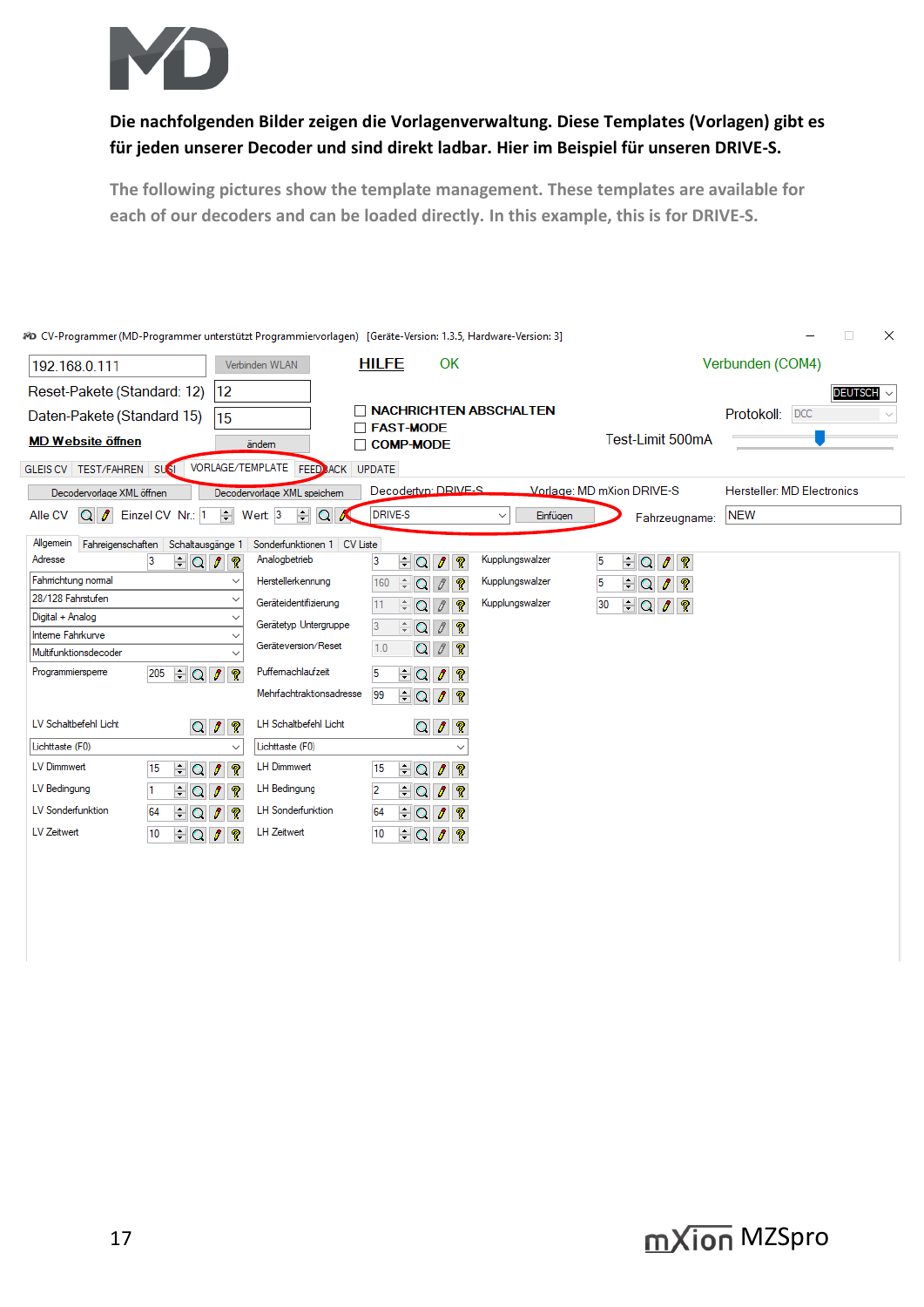**Die nachfolgenden Bilder zeigen die Vorlagenverwaltung. Diese Templates (Vorlagen) gibt es für jeden unserer Decoder und sind direkt ladbar. Hier im Beispiel für unseren DRIVE-S.**

**The following pictures show the template management. These templates are available for each of our decoders and can be loaded directly. In this example, this is for DRIVE-S.**

CV-Programmer (MD-Programmer unterstützt Programmiervorlagen) [Geräte-Version: 1.3.5, Hardware-Version: 3]

192.168.0.111 | Verbinden WLAN | HILFE | OK | Verbunden (COM4)

Reset-Pakete (Standard: 12) 12 | DEUTSCH

Daten-Pakete (Standard 15) 15 | NACHRICHTEN ABSCHALTEN | FAST-MODE | COMP-MODE | Protokoll: DCC | Test-Limit 500mA

MD Website öffnen | ändern

GLEIS CV | TEST/FAHREN | SUSI | VORLAGE/TEMPLATE | FEEDBACK | UPDATE

Decodervorlage XML öffnen | Decodervorlage XML speichern | Decodertyp: DRIVE-S | Vorlage: MD mXion DRIVE-S | Hersteller: MD Electronics

Alle CV | Einzel CV Nr.: 1 | Wert: 3 | DRIVE-S | Einfügen | Fahrzeugname: NEW

Allgemein | Fahreigenschaften | Schaltausgänge 1 | Sonderfunktionen 1 | CV Liste

| Parameter | Wert | Parameter | Wert | Parameter | Wert |
|---|---|---|---|---|---|
| Adresse | 3 | Analogbetrieb | 3 | Kupplungswalzer | 5 |
| Fahrrichtung normal | | Herstellerkennung | 160 | Kupplungswalzer | 5 |
| 28/128 Fahrstufen | | Geräteidentifizierung | 11 | Kupplungswalzer | 30 |
| Digital + Analog | | Gerätetyp Untergruppe | 3 | | |
| Interne Fahrkurve | | Geräteversion/Reset | 1.0 | | |
| Multifunktionsdecoder | | Puffernachlaufzeit | 5 | | |
| Programmiersperre | 205 | Mehrfachtraktionsadresse | 99 | | |

| Parameter | Wert | Parameter | Wert |
|---|---|---|---|
| LV Schaltbefehl Licht | Lichttaste (F0) | LH Schaltbefehl Licht | Lichttaste (F0) |
| LV Dimmwert | 15 | LH Dimmwert | 15 |
| LV Bedingung | 1 | LH Bedingung | 2 |
| LV Sonderfunktion | 64 | LH Sonderfunktion | 64 |
| LV Zeitwert | 10 | LH Zeitwert | 10 |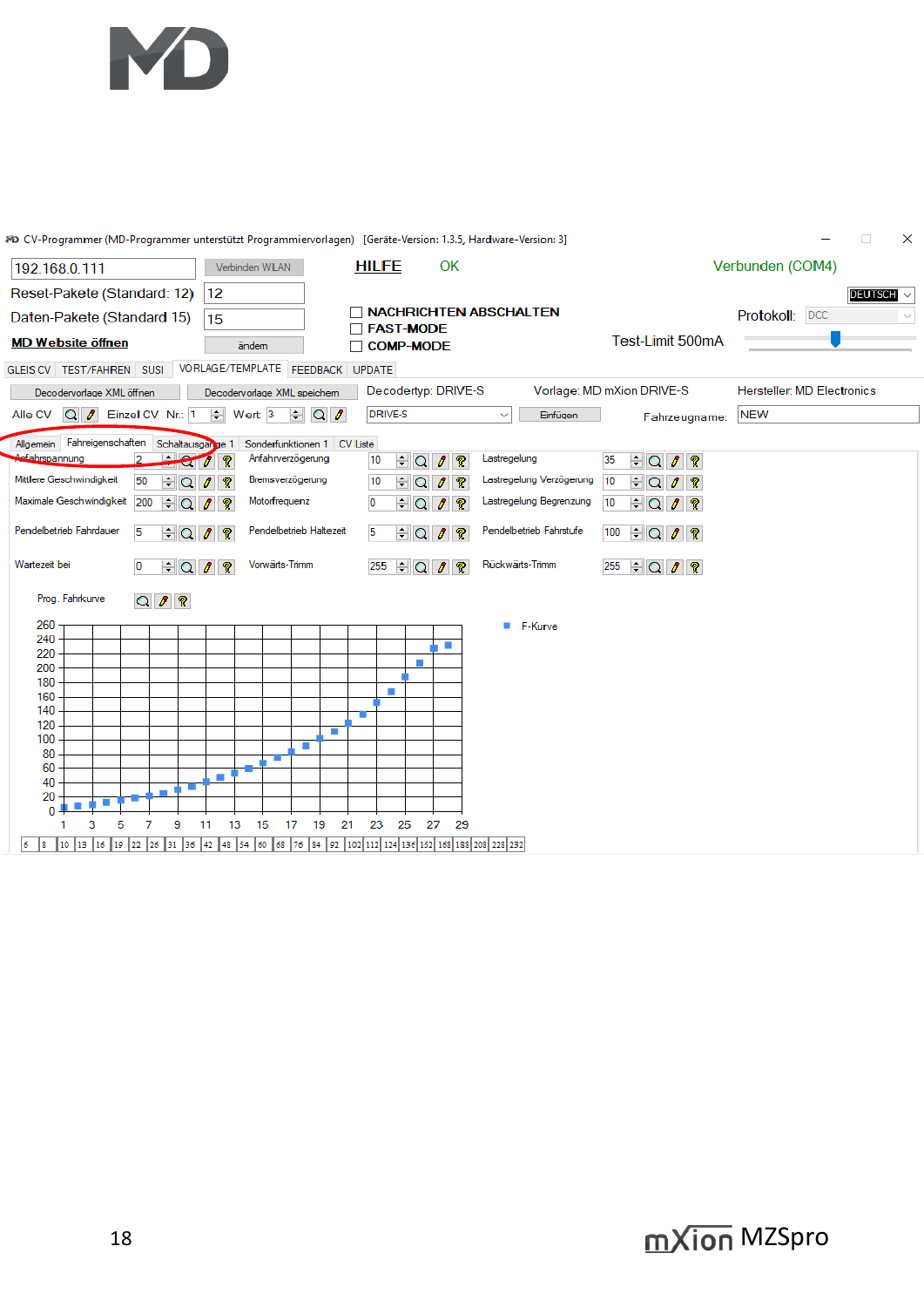CV-Programmer (MD-Programmer unterstützt Programmiervorlagen) [Geräte-Version: 1.3.5, Hardware-Version: 3]

192.168.0.111 | Verbinden WLAN | HILFE | OK | Verbunden (COM4)

Reset-Pakete (Standard: 12) 12

Daten-Pakete (Standard 15) 15

MD Website öffnen | ändern

NACHRICHTEN ABSCHALTEN

FAST-MODE

COMP-MODE

DEUTSCH

Protokoll: DCC

Test-Limit 500mA

GLEIS CV | TEST/FAHREN | SUSI | VORLAGE/TEMPLATE | FEEDBACK | UPDATE

Decodervorlage XML öffnen | Decodervorlage XML speichern | Decodertyp: DRIVE-S | Vorlage: MD mXion DRIVE-S | Hersteller: MD Electronics

Alle CV | Einzel CV Nr.: 1 | Wert: 3 | DRIVE-S | Einfügen | Fahrzeugname: NEW

Allgemein | Fahreigenschaften | Schaltausgänge 1 | Sonderfunktionen 1 | CV Liste

| | | | | | |
|---|---|---|---|---|---|
| Anfahrspannung | 2 | Anfahrverzögerung | 10 | Lastregelung | 35 |
| Mittlere Geschwindigkeit | 50 | Bremsverzögerung | 10 | Lastregelung Verzögerung | 10 |
| Maximale Geschwindigkeit | 200 | Motorfrequenz | 0 | Lastregelung Begrenzung | 10 |
| Pendelbetrieb Fahrdauer | 5 | Pendelbetrieb Haltezeit | 5 | Pendelbetrieb Fahrstufe | 100 |
| Wartezeit bei | 0 | Vorwärts-Trimm | 255 | Rückwärts-Trimm | 255 |

Prog. Fahrkurve

F-Kurve

6 | 8 | 10 | 13 | 16 | 19 | 22 | 26 | 31 | 36 | 42 | 48 | 54 | 60 | 68 | 76 | 84 | 92 | 102 | 112 | 124 | 136 | 152 | 168 | 188 | 208 | 228 | 232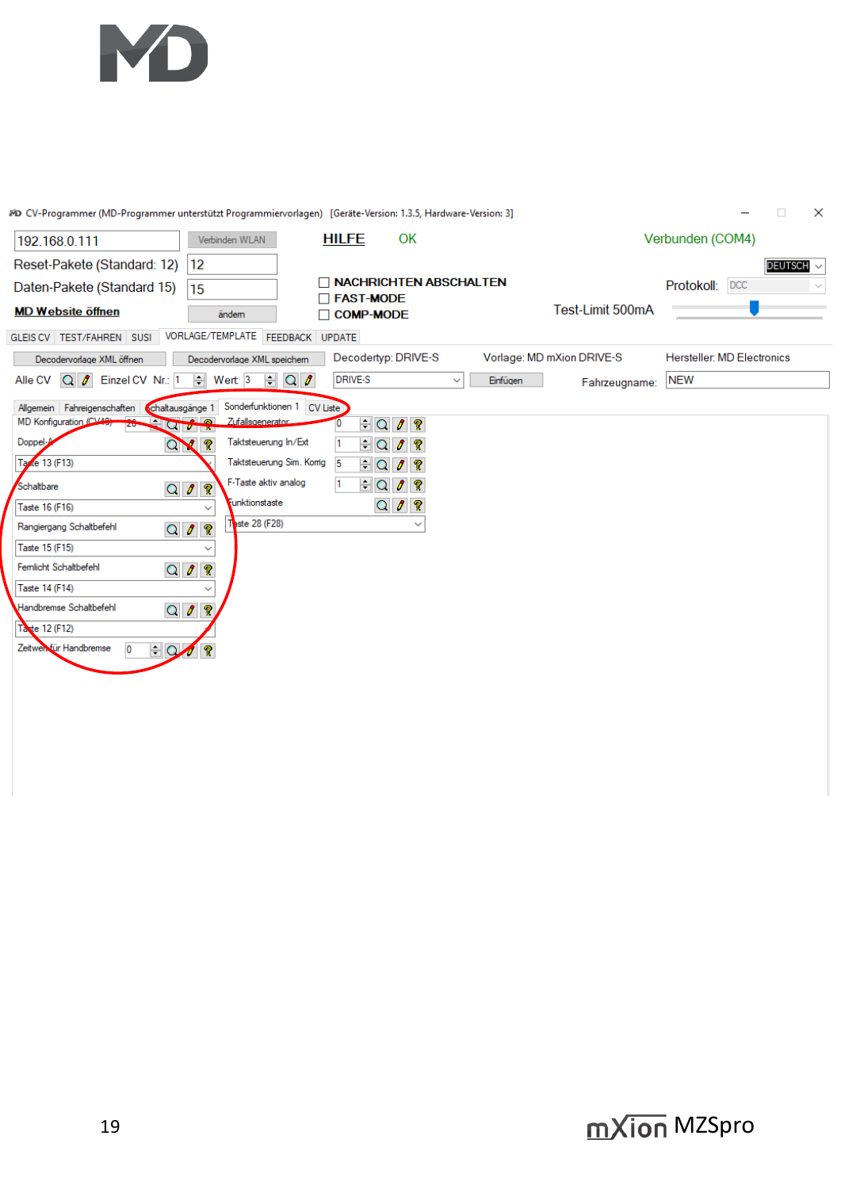CV-Programmer (MD-Programmer unterstützt Programmiervorlagen) [Geräte-Version: 1.3.5, Hardware-Version: 3]

192.168.0.111 | Verbinden WLAN | **HILFE** | OK | Verbunden (COM4)

Reset-Pakete (Standard: 12) 12

Daten-Pakete (Standard 15) 15

**MD Website öffnen** | ändern

☐ **NACHRICHTEN ABSCHALTEN**
☐ **FAST-MODE**
☐ **COMP-MODE**

DEUTSCH

Protokoll: DCC

Test-Limit 500mA

GLEIS CV | TEST/FAHREN | SUSI | VORLAGE/TEMPLATE | FEEDBACK | UPDATE

Decodervorlage XML öffnen | Decodervorlage XML speichern | Decodertyp: DRIVE-S | Vorlage: MD mXion DRIVE-S | Hersteller: MD Electronics

Alle CV | Einzel CV Nr.: 1 | Wert 3 | DRIVE-S | Einfügen | Fahrzeugname: NEW

Allgemein | Fahreigenschaften | Schaltausgänge 1 | Sonderfunktionen 1 | CV Liste

- MD Konfiguration (CV49) 20
- Doppel-A
- Taste 13 (F13)
- Schaltbare
- Taste 16 (F16)
- Rangiergang Schaltbefehl
- Taste 15 (F15)
- Fernlicht Schaltbefehl
- Taste 14 (F14)
- Handbremse Schaltbefehl
- Taste 12 (F12)
- Zeitwert für Handbremse 0

- Zufallsgenerator 0
- Taktsteuerung In/Ext 1
- Taktsteuerung Sim. Korrig 5
- F-Taste aktiv analog 1
- Funktionstaste
- Taste 28 (F28)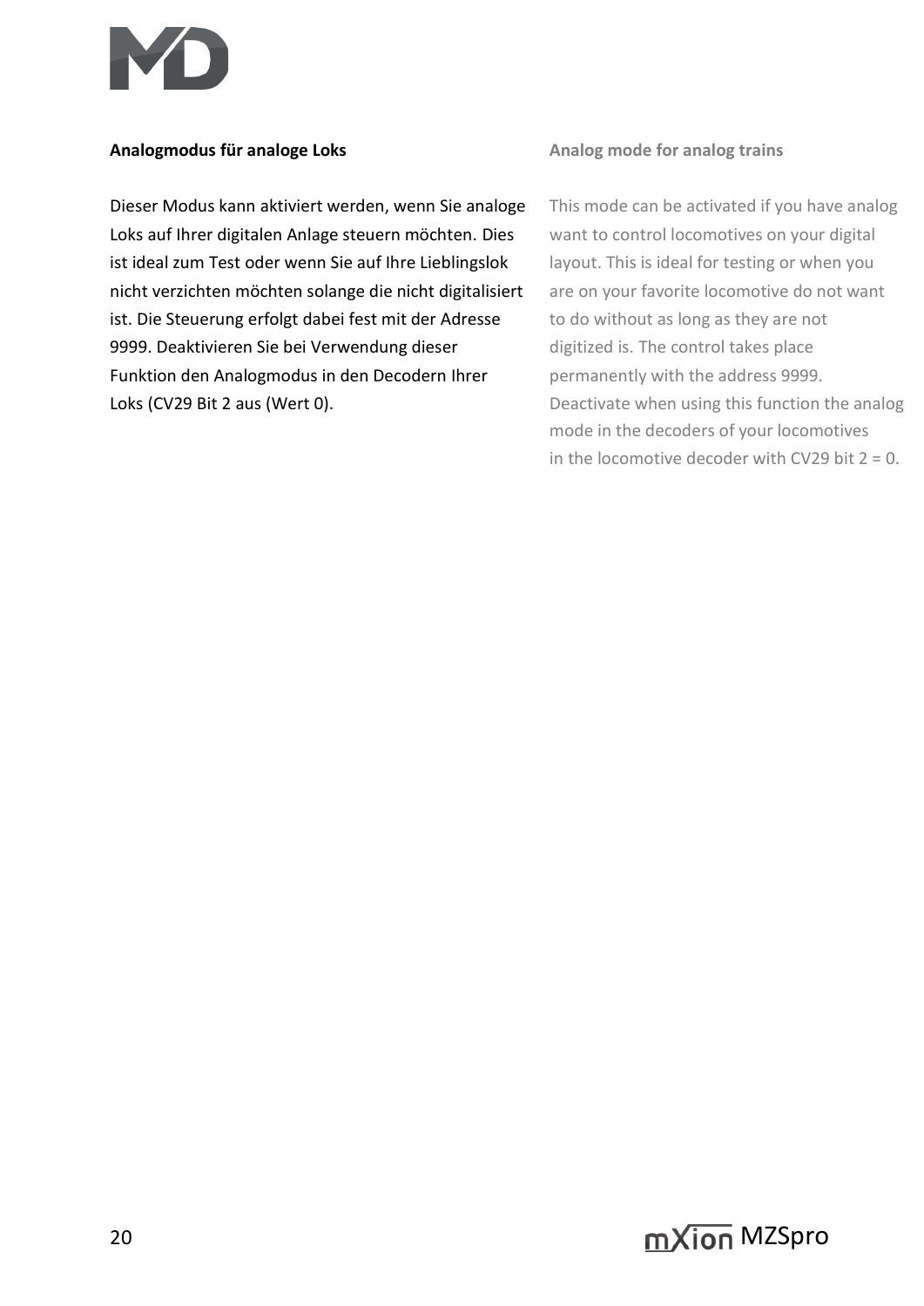**Analogmodus für analoge Loks**

Dieser Modus kann aktiviert werden, wenn Sie analoge Loks auf Ihrer digitalen Anlage steuern möchten. Dies ist ideal zum Test oder wenn Sie auf Ihre Lieblingslok nicht verzichten möchten solange die nicht digitalisiert ist. Die Steuerung erfolgt dabei fest mit der Adresse 9999. Deaktivieren Sie bei Verwendung dieser Funktion den Analogmodus in den Decodern Ihrer Loks (CV29 Bit 2 aus (Wert 0).

**Analog mode for analog trains**

This mode can be activated if you have analog want to control locomotives on your digital layout. This is ideal for testing or when you are on your favorite locomotive do not want to do without as long as they are not digitized is. The control takes place permanently with the address 9999. Deactivate when using this function the analog mode in the decoders of your locomotives in the locomotive decoder with CV29 bit 2 = 0.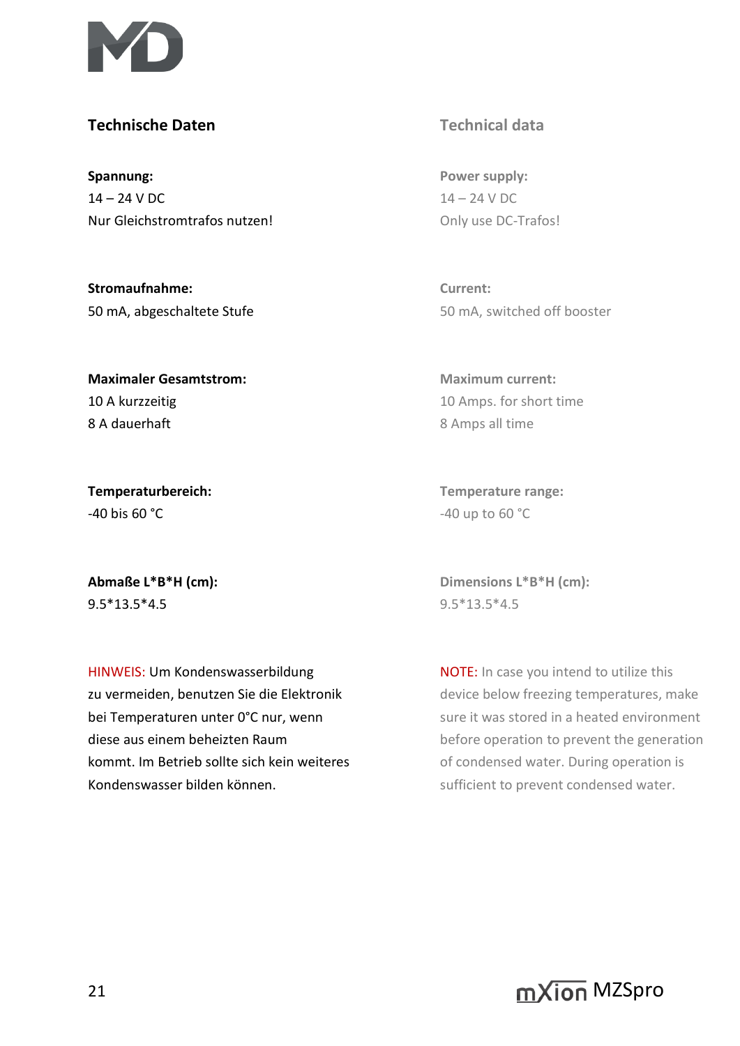## Technische Daten

**Spannung:**
14 – 24 V DC
Nur Gleichstromtrafos nutzen!

**Stromaufnahme:**
50 mA, abgeschaltete Stufe

**Maximaler Gesamtstrom:**
10 A kurzzeitig
8 A dauerhaft

**Temperaturbereich:**
-40 bis 60 °C

**Abmaße L*B*H (cm):**
9.5*13.5*4.5

HINWEIS: Um Kondenswasserbildung zu vermeiden, benutzen Sie die Elektronik bei Temperaturen unter 0°C nur, wenn diese aus einem beheizten Raum kommt. Im Betrieb sollte sich kein weiteres Kondenswasser bilden können.

## Technical data

**Power supply:**
14 – 24 V DC
Only use DC-Trafos!

**Current:**
50 mA, switched off booster

**Maximum current:**
10 Amps. for short time
8 Amps all time

**Temperature range:**
-40 up to 60 °C

**Dimensions L*B*H (cm):**
9.5*13.5*4.5

NOTE: In case you intend to utilize this device below freezing temperatures, make sure it was stored in a heated environment before operation to prevent the generation of condensed water. During operation is sufficient to prevent condensed water.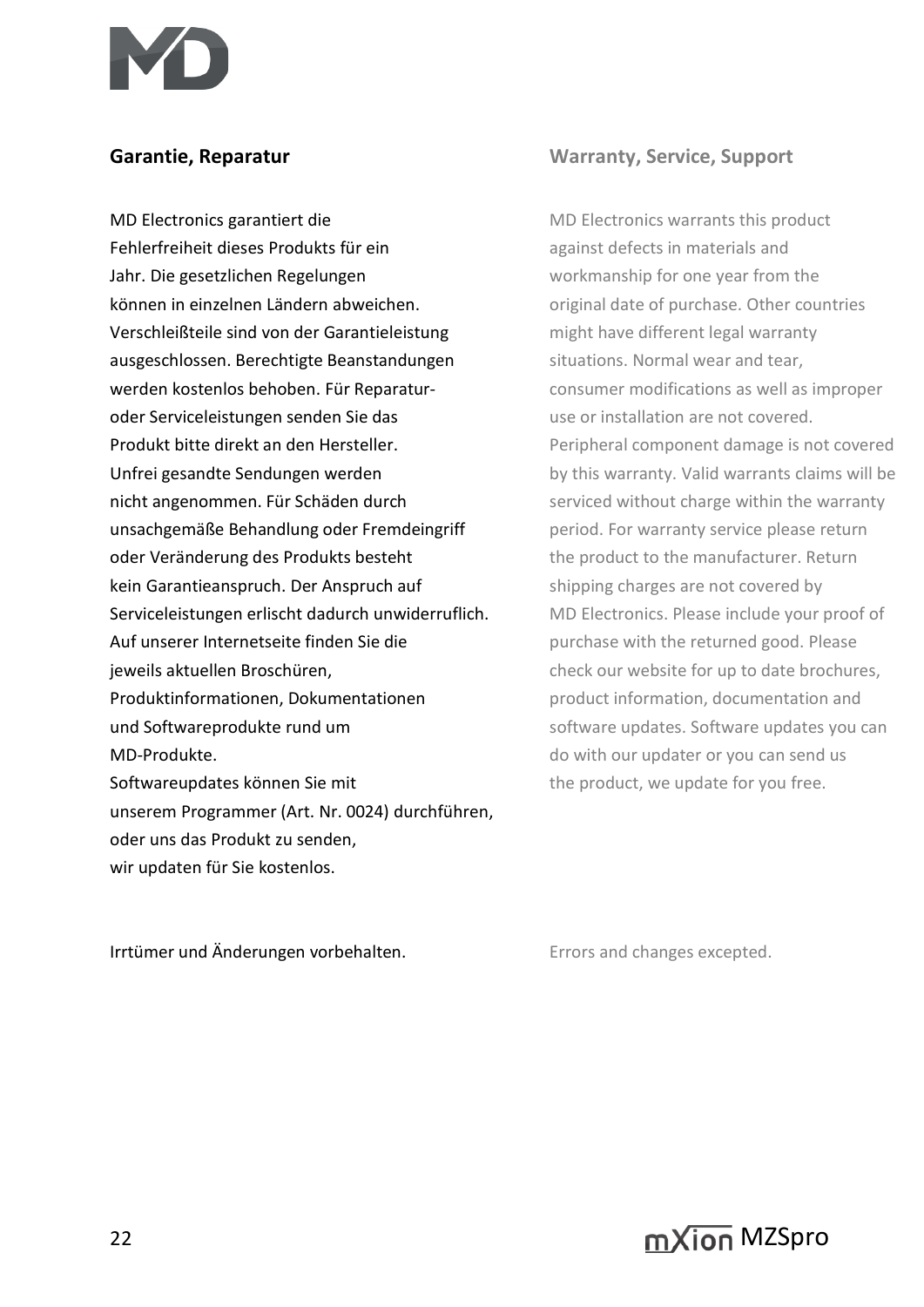## Garantie, Reparatur

MD Electronics garantiert die Fehlerfreiheit dieses Produkts für ein Jahr. Die gesetzlichen Regelungen können in einzelnen Ländern abweichen. Verschleißteile sind von der Garantieleistung ausgeschlossen. Berechtigte Beanstandungen werden kostenlos behoben. Für Reparatur- oder Serviceleistungen senden Sie das Produkt bitte direkt an den Hersteller. Unfrei gesandte Sendungen werden nicht angenommen. Für Schäden durch unsachgemäße Behandlung oder Fremdeingriff oder Veränderung des Produkts besteht kein Garantieanspruch. Der Anspruch auf Serviceleistungen erlischt dadurch unwiderruflich. Auf unserer Internetseite finden Sie die jeweils aktuellen Broschüren, Produktinformationen, Dokumentationen und Softwareprodukte rund um MD-Produkte.
Softwareupdates können Sie mit unserem Programmer (Art. Nr. 0024) durchführen, oder uns das Produkt zu senden, wir updaten für Sie kostenlos.

Irrtümer und Änderungen vorbehalten.

## Warranty, Service, Support

MD Electronics warrants this product against defects in materials and workmanship for one year from the original date of purchase. Other countries might have different legal warranty situations. Normal wear and tear, consumer modifications as well as improper use or installation are not covered. Peripheral component damage is not covered by this warranty. Valid warrants claims will be serviced without charge within the warranty period. For warranty service please return the product to the manufacturer. Return shipping charges are not covered by MD Electronics. Please include your proof of purchase with the returned good. Please check our website for up to date brochures, product information, documentation and software updates. Software updates you can do with our updater or you can send us the product, we update for you free.

Errors and changes excepted.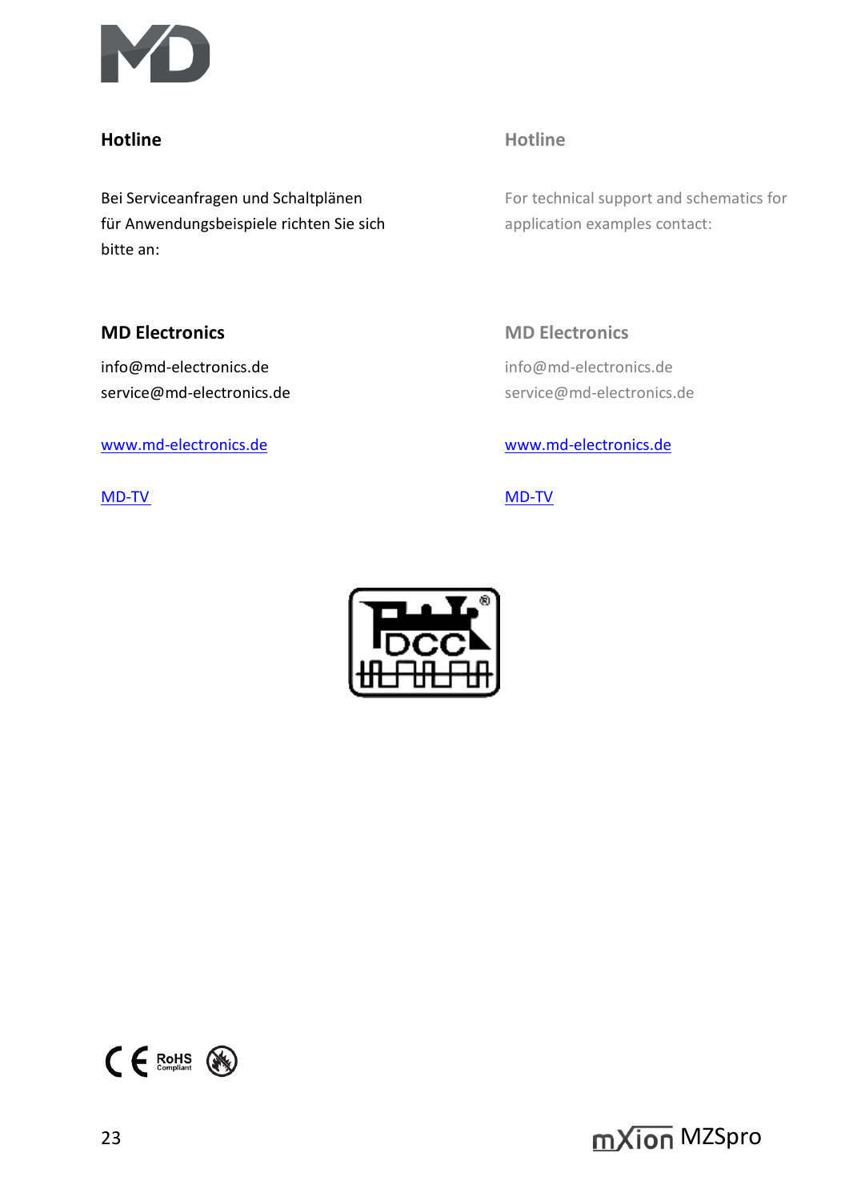## Hotline

Bei Serviceanfragen und Schaltplänen für Anwendungsbeispiele richten Sie sich bitte an:

### MD Electronics

info@md-electronics.de
service@md-electronics.de

www.md-electronics.de

MD-TV

## Hotline

For technical support and schematics for application examples contact:

### MD Electronics

info@md-electronics.de
service@md-electronics.de

www.md-electronics.de

MD-TV